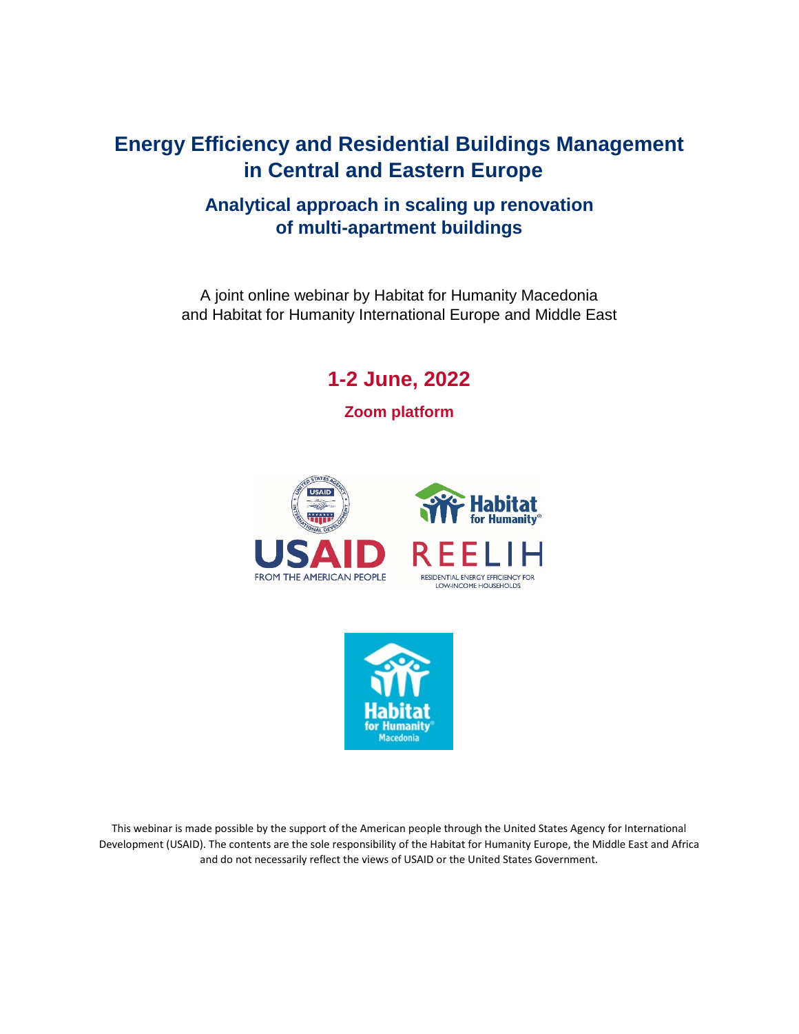# Energy Efficiency and Residential Buildings Management in Central and Eastern Europe

## Analytical approach in scaling up renovation of multi-apartment buildings

A joint online webinar by Habitat for Humanity Macedonia and Habitat for Humanity International Europe and Middle East

**1-2 June, 2022**

**Zoom platform**

This webinar is made possible by the support of the American people through the United States Agency for International Development (USAID). The contents are the sole responsibility of the Habitat for Humanity Europe, the Middle East and Africa and do not necessarily reflect the views of USAID or the United States Government.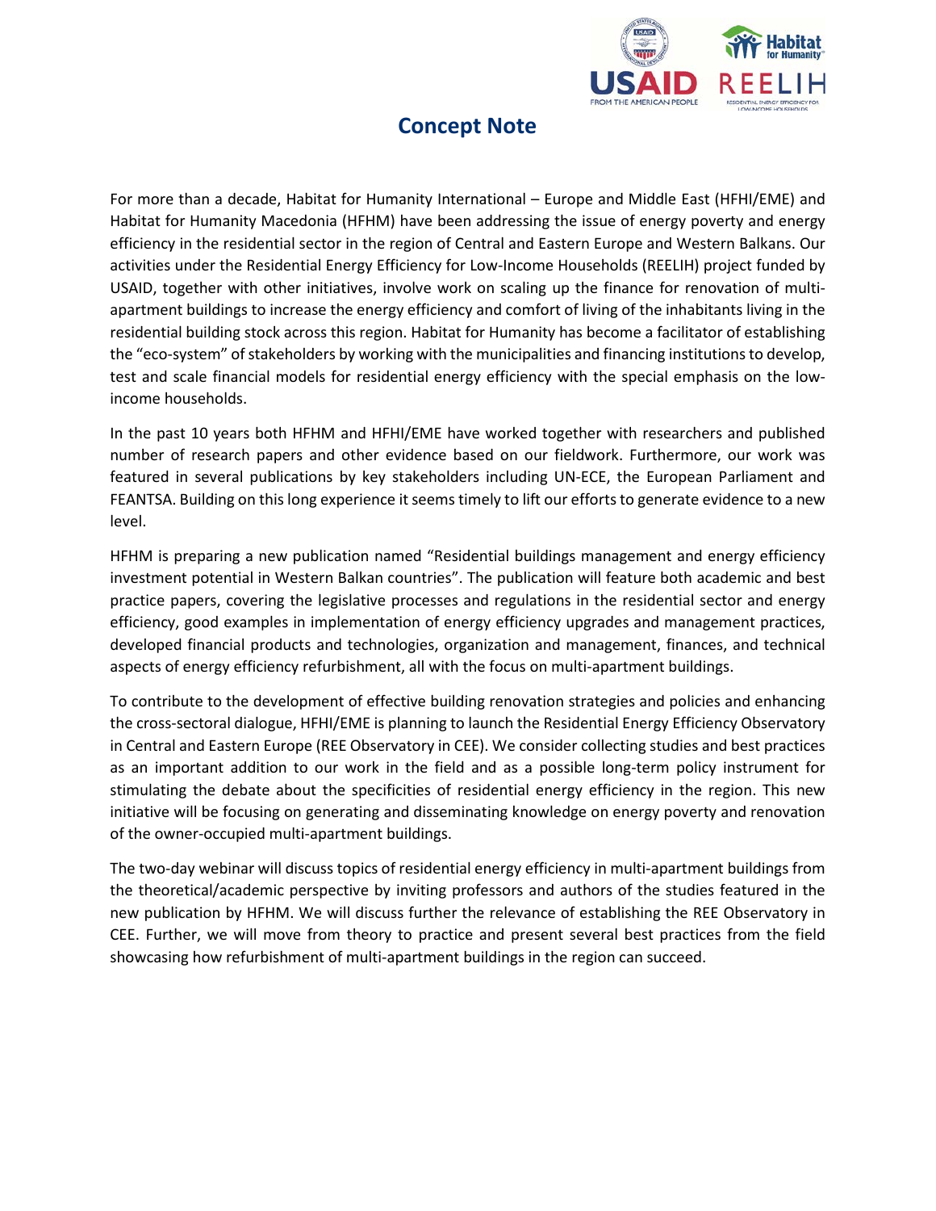# Concept Note

For more than a decade, Habitat for Humanity International – Europe and Middle East (HFHI/EME) and Habitat for Humanity Macedonia (HFHM) have been addressing the issue of energy poverty and energy efficiency in the residential sector in the region of Central and Eastern Europe and Western Balkans. Our activities under the Residential Energy Efficiency for Low-Income Households (REELIH) project funded by USAID, together with other initiatives, involve work on scaling up the finance for renovation of multi-apartment buildings to increase the energy efficiency and comfort of living of the inhabitants living in the residential building stock across this region. Habitat for Humanity has become a facilitator of establishing the "eco-system" of stakeholders by working with the municipalities and financing institutions to develop, test and scale financial models for residential energy efficiency with the special emphasis on the low-income households.

In the past 10 years both HFHM and HFHI/EME have worked together with researchers and published number of research papers and other evidence based on our fieldwork. Furthermore, our work was featured in several publications by key stakeholders including UN-ECE, the European Parliament and FEANTSA. Building on this long experience it seems timely to lift our efforts to generate evidence to a new level.

HFHM is preparing a new publication named "Residential buildings management and energy efficiency investment potential in Western Balkan countries". The publication will feature both academic and best practice papers, covering the legislative processes and regulations in the residential sector and energy efficiency, good examples in implementation of energy efficiency upgrades and management practices, developed financial products and technologies, organization and management, finances, and technical aspects of energy efficiency refurbishment, all with the focus on multi-apartment buildings.

To contribute to the development of effective building renovation strategies and policies and enhancing the cross-sectoral dialogue, HFHI/EME is planning to launch the Residential Energy Efficiency Observatory in Central and Eastern Europe (REE Observatory in CEE). We consider collecting studies and best practices as an important addition to our work in the field and as a possible long-term policy instrument for stimulating the debate about the specificities of residential energy efficiency in the region. This new initiative will be focusing on generating and disseminating knowledge on energy poverty and renovation of the owner-occupied multi-apartment buildings.

The two-day webinar will discuss topics of residential energy efficiency in multi-apartment buildings from the theoretical/academic perspective by inviting professors and authors of the studies featured in the new publication by HFHM. We will discuss further the relevance of establishing the REE Observatory in CEE. Further, we will move from theory to practice and present several best practices from the field showcasing how refurbishment of multi-apartment buildings in the region can succeed.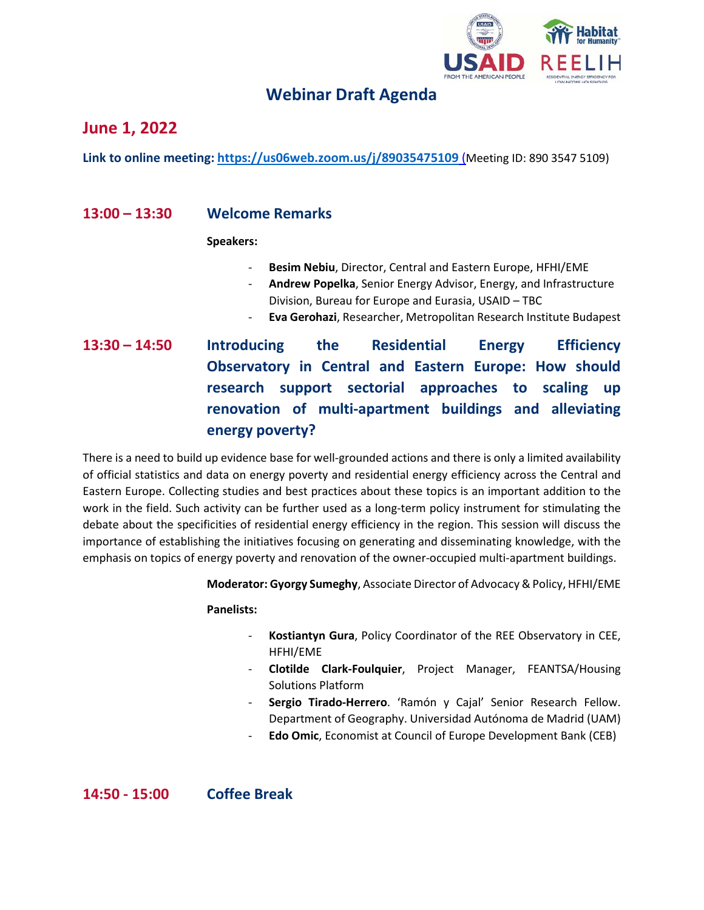# Webinar Draft Agenda

## June 1, 2022

**Link to online meeting:** **[https://us06web.zoom.us/j/89035475109](https://us06web.zoom.us/j/89035475109)** (Meeting ID: 890 3547 5109)

### 13:00 – 13:30 Welcome Remarks

**Speakers:**

- **Besim Nebiu**, Director, Central and Eastern Europe, HFHI/EME
- **Andrew Popelka**, Senior Energy Advisor, Energy, and Infrastructure Division, Bureau for Europe and Eurasia, USAID – TBC
- **Eva Gerohazi**, Researcher, Metropolitan Research Institute Budapest

### 13:30 – 14:50 Introducing the Residential Energy Efficiency Observatory in Central and Eastern Europe: How should research support sectorial approaches to scaling up renovation of multi-apartment buildings and alleviating energy poverty?

There is a need to build up evidence base for well-grounded actions and there is only a limited availability of official statistics and data on energy poverty and residential energy efficiency across the Central and Eastern Europe. Collecting studies and best practices about these topics is an important addition to the work in the field. Such activity can be further used as a long-term policy instrument for stimulating the debate about the specificities of residential energy efficiency in the region. This session will discuss the importance of establishing the initiatives focusing on generating and disseminating knowledge, with the emphasis on topics of energy poverty and renovation of the owner-occupied multi-apartment buildings.

**Moderator: Gyorgy Sumeghy**, Associate Director of Advocacy & Policy, HFHI/EME

**Panelists:**

- **Kostiantyn Gura**, Policy Coordinator of the REE Observatory in CEE, HFHI/EME
- **Clotilde Clark-Foulquier**, Project Manager, FEANTSA/Housing Solutions Platform
- **Sergio Tirado-Herrero**. 'Ramón y Cajal' Senior Research Fellow. Department of Geography. Universidad Autónoma de Madrid (UAM)
- **Edo Omic**, Economist at Council of Europe Development Bank (CEB)

### 14:50 - 15:00 Coffee Break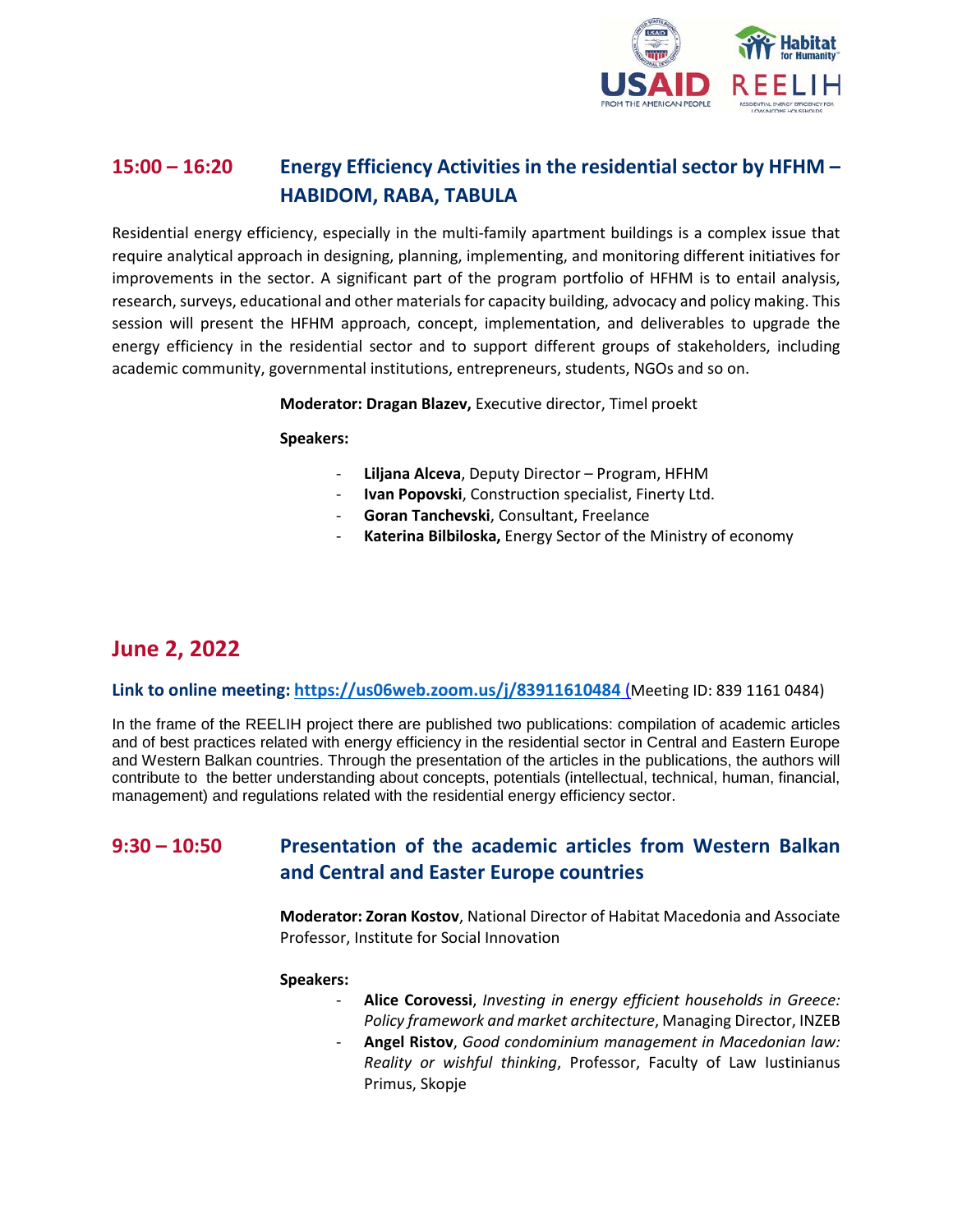## 15:00 – 16:20 Energy Efficiency Activities in the residential sector by HFHM – HABIDOM, RABA, TABULA

Residential energy efficiency, especially in the multi-family apartment buildings is a complex issue that require analytical approach in designing, planning, implementing, and monitoring different initiatives for improvements in the sector. A significant part of the program portfolio of HFHM is to entail analysis, research, surveys, educational and other materials for capacity building, advocacy and policy making. This session will present the HFHM approach, concept, implementation, and deliverables to upgrade the energy efficiency in the residential sector and to support different groups of stakeholders, including academic community, governmental institutions, entrepreneurs, students, NGOs and so on.

**Moderator: Dragan Blazev,** Executive director, Timel proekt

**Speakers:**

- **Liljana Alceva**, Deputy Director – Program, HFHM
- **Ivan Popovski**, Construction specialist, Finerty Ltd.
- **Goran Tanchevski**, Consultant, Freelance
- **Katerina Bilbiloska,** Energy Sector of the Ministry of economy

# June 2, 2022

**Link to online meeting: https://us06web.zoom.us/j/83911610484** (Meeting ID: 839 1161 0484)

In the frame of the REELIH project there are published two publications: compilation of academic articles and of best practices related with energy efficiency in the residential sector in Central and Eastern Europe and Western Balkan countries. Through the presentation of the articles in the publications, the authors will contribute to the better understanding about concepts, potentials (intellectual, technical, human, financial, management) and regulations related with the residential energy efficiency sector.

## 9:30 – 10:50 Presentation of the academic articles from Western Balkan and Central and Easter Europe countries

**Moderator: Zoran Kostov**, National Director of Habitat Macedonia and Associate Professor, Institute for Social Innovation

**Speakers:**

- **Alice Corovessi**, *Investing in energy efficient households in Greece: Policy framework and market architecture*, Managing Director, INZEB
- **Angel Ristov**, *Good condominium management in Macedonian law: Reality or wishful thinking*, Professor, Faculty of Law Iustinianus Primus, Skopje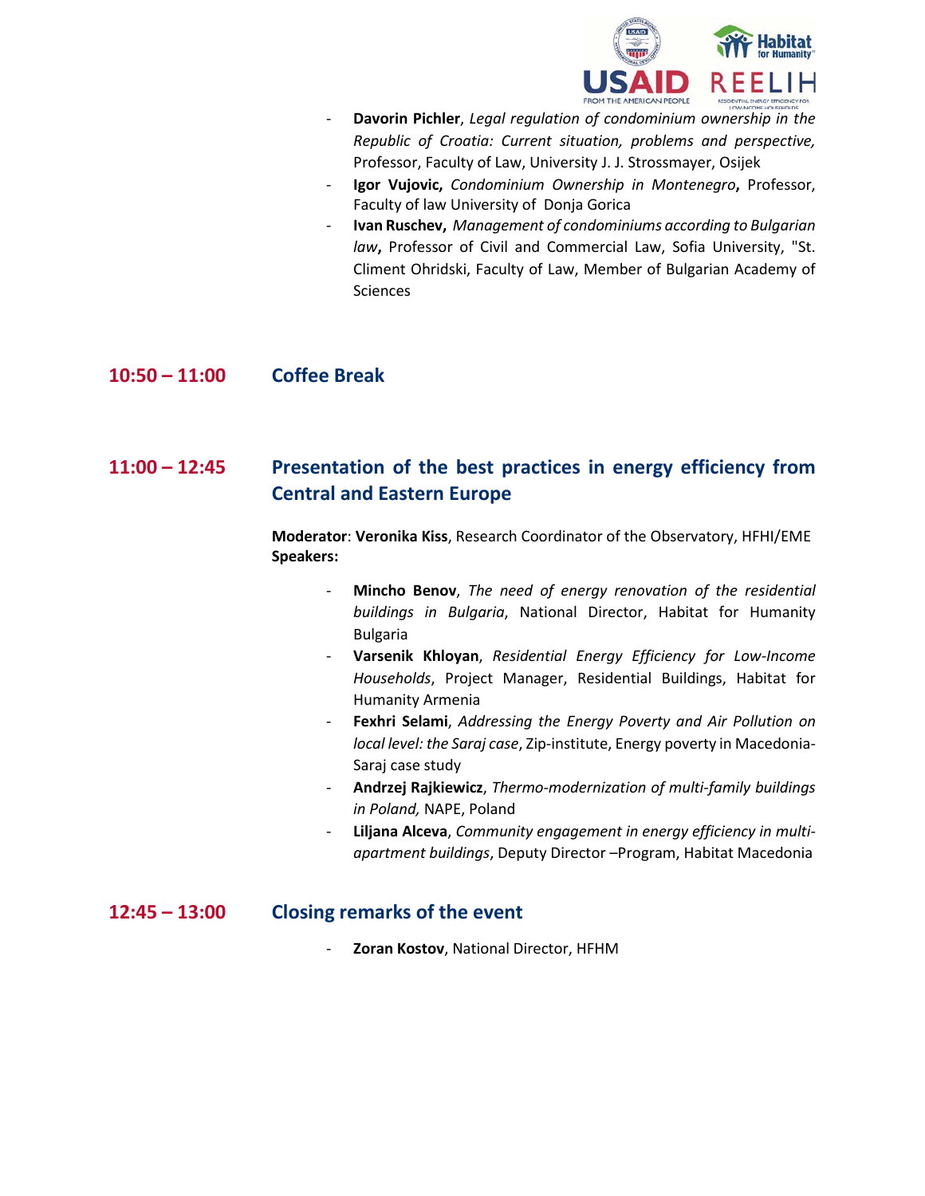- **Davorin Pichler**, *Legal regulation of condominium ownership in the Republic of Croatia: Current situation, problems and perspective,* Professor, Faculty of Law, University J. J. Strossmayer, Osijek
- **Igor Vujovic,** *Condominium Ownership in Montenegro***,** Professor, Faculty of law University of Donja Gorica
- **Ivan Ruschev,** *Management of condominiums according to Bulgarian law***,** Professor of Civil and Commercial Law, Sofia University, "St. Climent Ohridski, Faculty of Law, Member of Bulgarian Academy of Sciences

## 10:50 – 11:00 Coffee Break

## 11:00 – 12:45 Presentation of the best practices in energy efficiency from Central and Eastern Europe

**Moderator**: **Veronika Kiss**, Research Coordinator of the Observatory, HFHI/EME
**Speakers:**

- **Mincho Benov**, *The need of energy renovation of the residential buildings in Bulgaria*, National Director, Habitat for Humanity Bulgaria
- **Varsenik Khloyan**, *Residential Energy Efficiency for Low-Income Households*, Project Manager, Residential Buildings, Habitat for Humanity Armenia
- **Fexhri Selami**, *Addressing the Energy Poverty and Air Pollution on local level: the Saraj case*, Zip-institute, Energy poverty in Macedonia-Saraj case study
- **Andrzej Rajkiewicz**, *Thermo-modernization of multi-family buildings in Poland,* NAPE, Poland
- **Liljana Alceva**, *Community engagement in energy efficiency in multi-apartment buildings*, Deputy Director –Program, Habitat Macedonia

## 12:45 – 13:00 Closing remarks of the event

- **Zoran Kostov**, National Director, HFHM